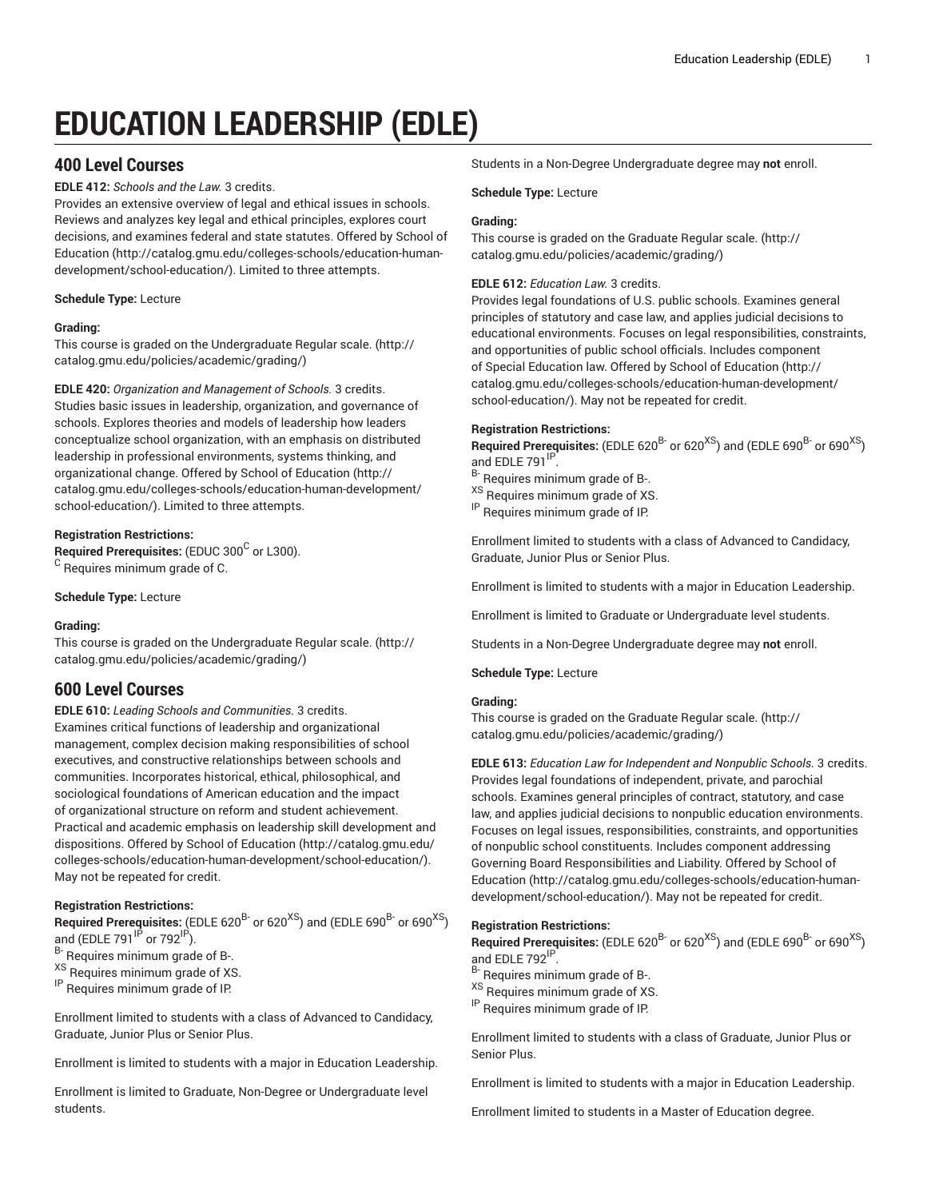# EDUCATION LEADERSHIP (EDLE)

## 400 Level Courses

**EDLE 412:** *Schools and the Law.* 3 credits.
Provides an extensive overview of legal and ethical issues in schools. Reviews and analyzes key legal and ethical principles, explores court decisions, and examines federal and state statutes. Offered by School of Education (http://catalog.gmu.edu/colleges-schools/education-human-development/school-education/). Limited to three attempts.

**Schedule Type:** Lecture

**Grading:**
This course is graded on the Undergraduate Regular scale. (http://catalog.gmu.edu/policies/academic/grading/)

**EDLE 420:** *Organization and Management of Schools.* 3 credits.
Studies basic issues in leadership, organization, and governance of schools. Explores theories and models of leadership how leaders conceptualize school organization, with an emphasis on distributed leadership in professional environments, systems thinking, and organizational change. Offered by School of Education (http://catalog.gmu.edu/colleges-schools/education-human-development/school-education/). Limited to three attempts.

**Registration Restrictions:**
**Required Prerequisites:** (EDUC 300[C] or L300).
[C] Requires minimum grade of C.

**Schedule Type:** Lecture

**Grading:**
This course is graded on the Undergraduate Regular scale. (http://catalog.gmu.edu/policies/academic/grading/)

## 600 Level Courses

**EDLE 610:** *Leading Schools and Communities.* 3 credits.
Examines critical functions of leadership and organizational management, complex decision making responsibilities of school executives, and constructive relationships between schools and communities. Incorporates historical, ethical, philosophical, and sociological foundations of American education and the impact of organizational structure on reform and student achievement. Practical and academic emphasis on leadership skill development and dispositions. Offered by School of Education (http://catalog.gmu.edu/colleges-schools/education-human-development/school-education/). May not be repeated for credit.

**Registration Restrictions:**
**Required Prerequisites:** (EDLE 620[B-] or 620[XS]) and (EDLE 690[B-] or 690[XS]) and (EDLE 791[IP] or 792[IP]).
[B-] Requires minimum grade of B-.
[XS] Requires minimum grade of XS.
[IP] Requires minimum grade of IP.

Enrollment limited to students with a class of Advanced to Candidacy, Graduate, Junior Plus or Senior Plus.

Enrollment is limited to students with a major in Education Leadership.

Enrollment is limited to Graduate, Non-Degree or Undergraduate level students.

Students in a Non-Degree Undergraduate degree may **not** enroll.

**Schedule Type:** Lecture

**Grading:**
This course is graded on the Graduate Regular scale. (http://catalog.gmu.edu/policies/academic/grading/)

**EDLE 612:** *Education Law.* 3 credits.
Provides legal foundations of U.S. public schools. Examines general principles of statutory and case law, and applies judicial decisions to educational environments. Focuses on legal responsibilities, constraints, and opportunities of public school officials. Includes component of Special Education law. Offered by School of Education (http://catalog.gmu.edu/colleges-schools/education-human-development/school-education/). May not be repeated for credit.

**Registration Restrictions:**
**Required Prerequisites:** (EDLE 620[B-] or 620[XS]) and (EDLE 690[B-] or 690[XS]) and EDLE 791[IP].
[B-] Requires minimum grade of B-.
[XS] Requires minimum grade of XS.
[IP] Requires minimum grade of IP.

Enrollment limited to students with a class of Advanced to Candidacy, Graduate, Junior Plus or Senior Plus.

Enrollment is limited to students with a major in Education Leadership.

Enrollment is limited to Graduate or Undergraduate level students.

Students in a Non-Degree Undergraduate degree may **not** enroll.

**Schedule Type:** Lecture

**Grading:**
This course is graded on the Graduate Regular scale. (http://catalog.gmu.edu/policies/academic/grading/)

**EDLE 613:** *Education Law for Independent and Nonpublic Schools.* 3 credits.
Provides legal foundations of independent, private, and parochial schools. Examines general principles of contract, statutory, and case law, and applies judicial decisions to nonpublic education environments. Focuses on legal issues, responsibilities, constraints, and opportunities of nonpublic school constituents. Includes component addressing Governing Board Responsibilities and Liability. Offered by School of Education (http://catalog.gmu.edu/colleges-schools/education-human-development/school-education/). May not be repeated for credit.

**Registration Restrictions:**
**Required Prerequisites:** (EDLE 620[B-] or 620[XS]) and (EDLE 690[B-] or 690[XS]) and EDLE 792[IP].
[B-] Requires minimum grade of B-.
[XS] Requires minimum grade of XS.
[IP] Requires minimum grade of IP.

Enrollment limited to students with a class of Graduate, Junior Plus or Senior Plus.

Enrollment is limited to students with a major in Education Leadership.

Enrollment limited to students in a Master of Education degree.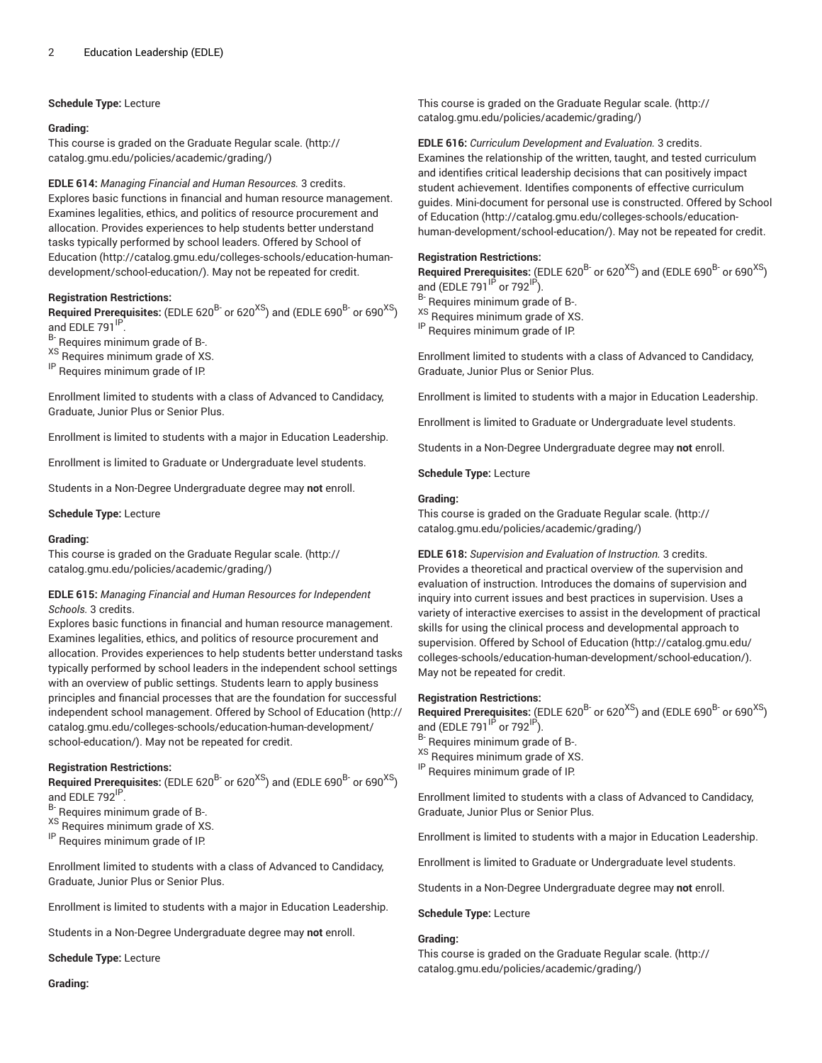**Schedule Type:** Lecture

**Grading:**
This course is graded on the Graduate Regular scale. (http://catalog.gmu.edu/policies/academic/grading/)

**EDLE 614:** *Managing Financial and Human Resources.* 3 credits.
Explores basic functions in financial and human resource management. Examines legalities, ethics, and politics of resource procurement and allocation. Provides experiences to help students better understand tasks typically performed by school leaders. Offered by School of Education (http://catalog.gmu.edu/colleges-schools/education-human-development/school-education/). May not be repeated for credit.

**Registration Restrictions:**
**Required Prerequisites:** (EDLE 620[B-] or 620[XS]) and (EDLE 690[B-] or 690[XS]) and EDLE 791[IP].
[B-] Requires minimum grade of B-.
[XS] Requires minimum grade of XS.
[IP] Requires minimum grade of IP.

Enrollment limited to students with a class of Advanced to Candidacy, Graduate, Junior Plus or Senior Plus.

Enrollment is limited to students with a major in Education Leadership.

Enrollment is limited to Graduate or Undergraduate level students.

Students in a Non-Degree Undergraduate degree may **not** enroll.

**Schedule Type:** Lecture

**Grading:**
This course is graded on the Graduate Regular scale. (http://catalog.gmu.edu/policies/academic/grading/)

**EDLE 615:** *Managing Financial and Human Resources for Independent Schools.* 3 credits.
Explores basic functions in financial and human resource management. Examines legalities, ethics, and politics of resource procurement and allocation. Provides experiences to help students better understand tasks typically performed by school leaders in the independent school settings with an overview of public settings. Students learn to apply business principles and financial processes that are the foundation for successful independent school management. Offered by School of Education (http://catalog.gmu.edu/colleges-schools/education-human-development/school-education/). May not be repeated for credit.

**Registration Restrictions:**
**Required Prerequisites:** (EDLE 620[B-] or 620[XS]) and (EDLE 690[B-] or 690[XS]) and EDLE 792[IP].
[B-] Requires minimum grade of B-.
[XS] Requires minimum grade of XS.
[IP] Requires minimum grade of IP.

Enrollment limited to students with a class of Advanced to Candidacy, Graduate, Junior Plus or Senior Plus.

Enrollment is limited to students with a major in Education Leadership.

Students in a Non-Degree Undergraduate degree may **not** enroll.

**Schedule Type:** Lecture

**Grading:**
This course is graded on the Graduate Regular scale. (http://catalog.gmu.edu/policies/academic/grading/)

**EDLE 616:** *Curriculum Development and Evaluation.* 3 credits.
Examines the relationship of the written, taught, and tested curriculum and identifies critical leadership decisions that can positively impact student achievement. Identifies components of effective curriculum guides. Mini-document for personal use is constructed. Offered by School of Education (http://catalog.gmu.edu/colleges-schools/education-human-development/school-education/). May not be repeated for credit.

**Registration Restrictions:**
**Required Prerequisites:** (EDLE 620[B-] or 620[XS]) and (EDLE 690[B-] or 690[XS]) and (EDLE 791[IP] or 792[IP]).
[B-] Requires minimum grade of B-.
[XS] Requires minimum grade of XS.
[IP] Requires minimum grade of IP.

Enrollment limited to students with a class of Advanced to Candidacy, Graduate, Junior Plus or Senior Plus.

Enrollment is limited to students with a major in Education Leadership.

Enrollment is limited to Graduate or Undergraduate level students.

Students in a Non-Degree Undergraduate degree may **not** enroll.

**Schedule Type:** Lecture

**Grading:**
This course is graded on the Graduate Regular scale. (http://catalog.gmu.edu/policies/academic/grading/)

**EDLE 618:** *Supervision and Evaluation of Instruction.* 3 credits.
Provides a theoretical and practical overview of the supervision and evaluation of instruction. Introduces the domains of supervision and inquiry into current issues and best practices in supervision. Uses a variety of interactive exercises to assist in the development of practical skills for using the clinical process and developmental approach to supervision. Offered by School of Education (http://catalog.gmu.edu/colleges-schools/education-human-development/school-education/). May not be repeated for credit.

**Registration Restrictions:**
**Required Prerequisites:** (EDLE 620[B-] or 620[XS]) and (EDLE 690[B-] or 690[XS]) and (EDLE 791[IP] or 792[IP]).
[B-] Requires minimum grade of B-.
[XS] Requires minimum grade of XS.
[IP] Requires minimum grade of IP.

Enrollment limited to students with a class of Advanced to Candidacy, Graduate, Junior Plus or Senior Plus.

Enrollment is limited to students with a major in Education Leadership.

Enrollment is limited to Graduate or Undergraduate level students.

Students in a Non-Degree Undergraduate degree may **not** enroll.

**Schedule Type:** Lecture

**Grading:**
This course is graded on the Graduate Regular scale. (http://catalog.gmu.edu/policies/academic/grading/)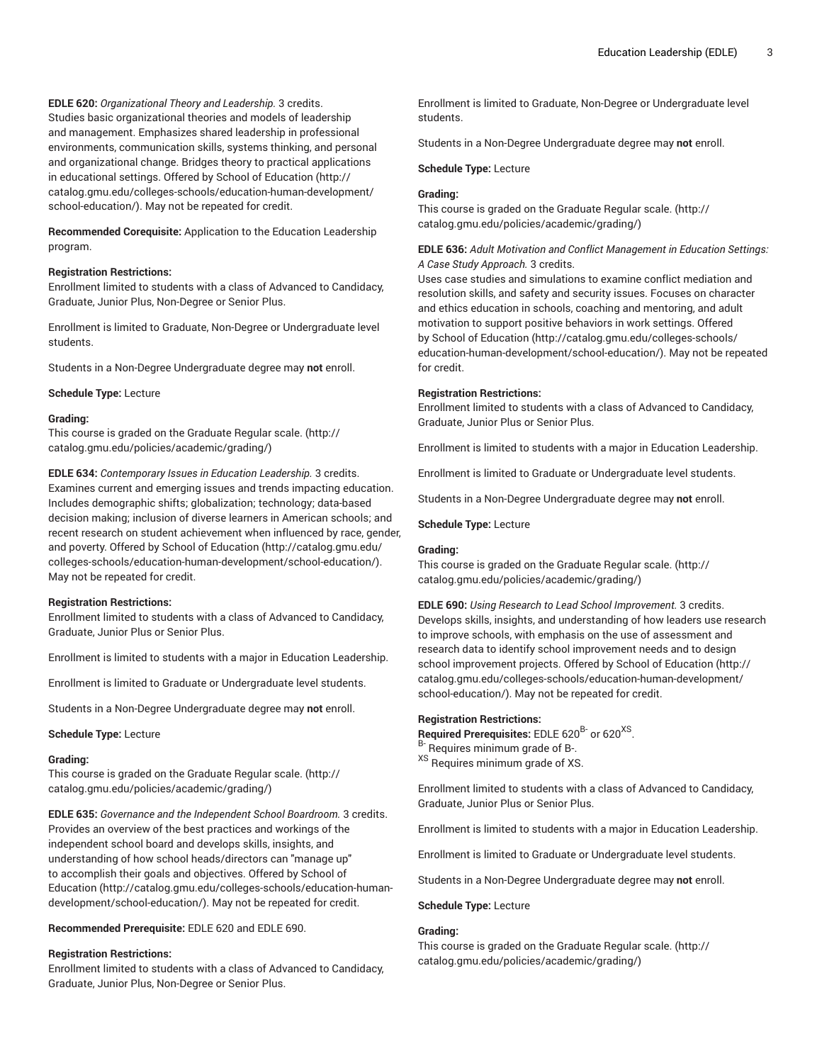**EDLE 620:** *Organizational Theory and Leadership.* 3 credits.
Studies basic organizational theories and models of leadership and management. Emphasizes shared leadership in professional environments, communication skills, systems thinking, and personal and organizational change. Bridges theory to practical applications in educational settings. Offered by School of Education (http://catalog.gmu.edu/colleges-schools/education-human-development/school-education/). May not be repeated for credit.

**Recommended Corequisite:** Application to the Education Leadership program.

**Registration Restrictions:**
Enrollment limited to students with a class of Advanced to Candidacy, Graduate, Junior Plus, Non-Degree or Senior Plus.

Enrollment is limited to Graduate, Non-Degree or Undergraduate level students.

Students in a Non-Degree Undergraduate degree may **not** enroll.

**Schedule Type:** Lecture

**Grading:**
This course is graded on the Graduate Regular scale. (http://catalog.gmu.edu/policies/academic/grading/)

**EDLE 634:** *Contemporary Issues in Education Leadership.* 3 credits.
Examines current and emerging issues and trends impacting education. Includes demographic shifts; globalization; technology; data-based decision making; inclusion of diverse learners in American schools; and recent research on student achievement when influenced by race, gender, and poverty. Offered by School of Education (http://catalog.gmu.edu/colleges-schools/education-human-development/school-education/). May not be repeated for credit.

**Registration Restrictions:**
Enrollment limited to students with a class of Advanced to Candidacy, Graduate, Junior Plus or Senior Plus.

Enrollment is limited to students with a major in Education Leadership.

Enrollment is limited to Graduate or Undergraduate level students.

Students in a Non-Degree Undergraduate degree may **not** enroll.

**Schedule Type:** Lecture

**Grading:**
This course is graded on the Graduate Regular scale. (http://catalog.gmu.edu/policies/academic/grading/)

**EDLE 635:** *Governance and the Independent School Boardroom.* 3 credits.
Provides an overview of the best practices and workings of the independent school board and develops skills, insights, and understanding of how school heads/directors can "manage up" to accomplish their goals and objectives. Offered by School of Education (http://catalog.gmu.edu/colleges-schools/education-human-development/school-education/). May not be repeated for credit.

**Recommended Prerequisite:** EDLE 620 and EDLE 690.

**Registration Restrictions:**
Enrollment limited to students with a class of Advanced to Candidacy, Graduate, Junior Plus, Non-Degree or Senior Plus.

Enrollment is limited to Graduate, Non-Degree or Undergraduate level students.

Students in a Non-Degree Undergraduate degree may **not** enroll.

**Schedule Type:** Lecture

**Grading:**
This course is graded on the Graduate Regular scale. (http://catalog.gmu.edu/policies/academic/grading/)

**EDLE 636:** *Adult Motivation and Conflict Management in Education Settings: A Case Study Approach.* 3 credits.
Uses case studies and simulations to examine conflict mediation and resolution skills, and safety and security issues. Focuses on character and ethics education in schools, coaching and mentoring, and adult motivation to support positive behaviors in work settings. Offered by School of Education (http://catalog.gmu.edu/colleges-schools/education-human-development/school-education/). May not be repeated for credit.

**Registration Restrictions:**
Enrollment limited to students with a class of Advanced to Candidacy, Graduate, Junior Plus or Senior Plus.

Enrollment is limited to students with a major in Education Leadership.

Enrollment is limited to Graduate or Undergraduate level students.

Students in a Non-Degree Undergraduate degree may **not** enroll.

**Schedule Type:** Lecture

**Grading:**
This course is graded on the Graduate Regular scale. (http://catalog.gmu.edu/policies/academic/grading/)

**EDLE 690:** *Using Research to Lead School Improvement.* 3 credits.
Develops skills, insights, and understanding of how leaders use research to improve schools, with emphasis on the use of assessment and research data to identify school improvement needs and to design school improvement projects. Offered by School of Education (http://catalog.gmu.edu/colleges-schools/education-human-development/school-education/). May not be repeated for credit.

**Registration Restrictions:**
**Required Prerequisites:** EDLE 620[B-] or 620[XS].
[B-] Requires minimum grade of B-.
[XS] Requires minimum grade of XS.

Enrollment limited to students with a class of Advanced to Candidacy, Graduate, Junior Plus or Senior Plus.

Enrollment is limited to students with a major in Education Leadership.

Enrollment is limited to Graduate or Undergraduate level students.

Students in a Non-Degree Undergraduate degree may **not** enroll.

**Schedule Type:** Lecture

**Grading:**
This course is graded on the Graduate Regular scale. (http://catalog.gmu.edu/policies/academic/grading/)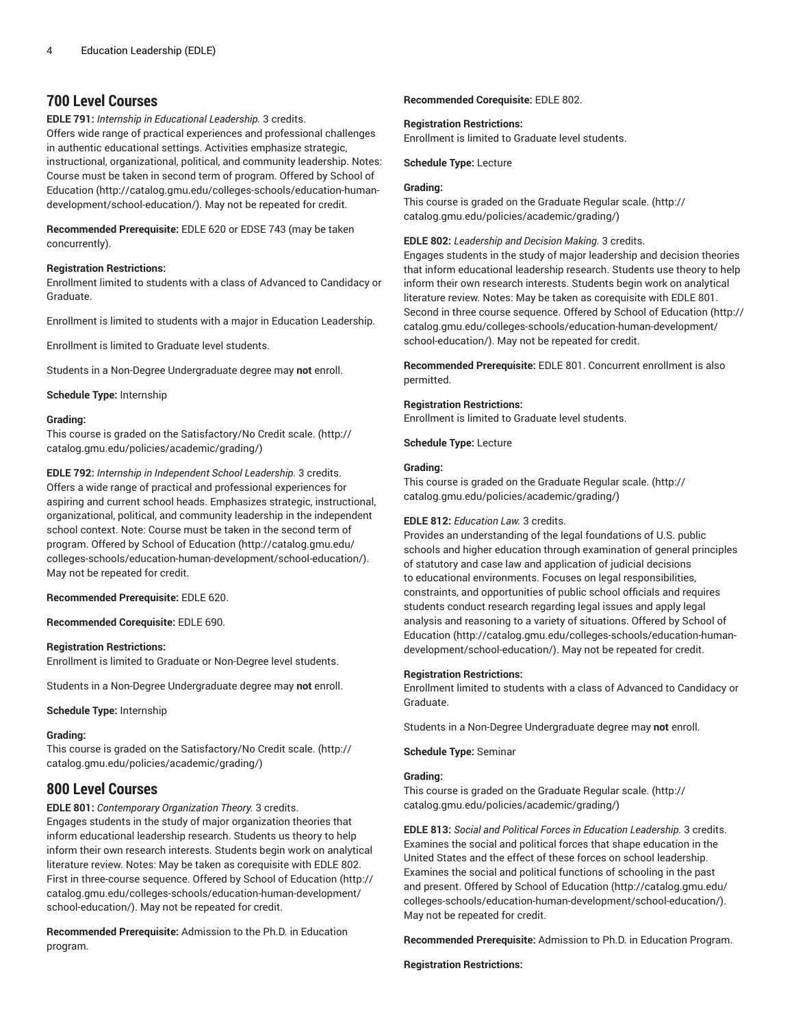## 700 Level Courses

**EDLE 791:** *Internship in Educational Leadership.* 3 credits.
Offers wide range of practical experiences and professional challenges in authentic educational settings. Activities emphasize strategic, instructional, organizational, political, and community leadership. Notes: Course must be taken in second term of program. Offered by School of Education (http://catalog.gmu.edu/colleges-schools/education-human-development/school-education/). May not be repeated for credit.

**Recommended Prerequisite:** EDLE 620 or EDSE 743 (may be taken concurrently).

**Registration Restrictions:**
Enrollment limited to students with a class of Advanced to Candidacy or Graduate.

Enrollment is limited to students with a major in Education Leadership.

Enrollment is limited to Graduate level students.

Students in a Non-Degree Undergraduate degree may **not** enroll.

**Schedule Type:** Internship

**Grading:**
This course is graded on the Satisfactory/No Credit scale. (http://catalog.gmu.edu/policies/academic/grading/)

**EDLE 792:** *Internship in Independent School Leadership.* 3 credits.
Offers a wide range of practical and professional experiences for aspiring and current school heads. Emphasizes strategic, instructional, organizational, political, and community leadership in the independent school context. Note: Course must be taken in the second term of program. Offered by School of Education (http://catalog.gmu.edu/colleges-schools/education-human-development/school-education/). May not be repeated for credit.

**Recommended Prerequisite:** EDLE 620.

**Recommended Corequisite:** EDLE 690.

**Registration Restrictions:**
Enrollment is limited to Graduate or Non-Degree level students.

Students in a Non-Degree Undergraduate degree may **not** enroll.

**Schedule Type:** Internship

**Grading:**
This course is graded on the Satisfactory/No Credit scale. (http://catalog.gmu.edu/policies/academic/grading/)

## 800 Level Courses

**EDLE 801:** *Contemporary Organization Theory.* 3 credits.
Engages students in the study of major organization theories that inform educational leadership research. Students us theory to help inform their own research interests. Students begin work on analytical literature review. Notes: May be taken as corequisite with EDLE 802. First in three-course sequence. Offered by School of Education (http://catalog.gmu.edu/colleges-schools/education-human-development/school-education/). May not be repeated for credit.

**Recommended Prerequisite:** Admission to the Ph.D. in Education program.

**Recommended Corequisite:** EDLE 802.

**Registration Restrictions:**
Enrollment is limited to Graduate level students.

**Schedule Type:** Lecture

**Grading:**
This course is graded on the Graduate Regular scale. (http://catalog.gmu.edu/policies/academic/grading/)

**EDLE 802:** *Leadership and Decision Making.* 3 credits.
Engages students in the study of major leadership and decision theories that inform educational leadership research. Students use theory to help inform their own research interests. Students begin work on analytical literature review. Notes: May be taken as corequisite with EDLE 801. Second in three course sequence. Offered by School of Education (http://catalog.gmu.edu/colleges-schools/education-human-development/school-education/). May not be repeated for credit.

**Recommended Prerequisite:** EDLE 801. Concurrent enrollment is also permitted.

**Registration Restrictions:**
Enrollment is limited to Graduate level students.

**Schedule Type:** Lecture

**Grading:**
This course is graded on the Graduate Regular scale. (http://catalog.gmu.edu/policies/academic/grading/)

**EDLE 812:** *Education Law.* 3 credits.
Provides an understanding of the legal foundations of U.S. public schools and higher education through examination of general principles of statutory and case law and application of judicial decisions to educational environments. Focuses on legal responsibilities, constraints, and opportunities of public school officials and requires students conduct research regarding legal issues and apply legal analysis and reasoning to a variety of situations. Offered by School of Education (http://catalog.gmu.edu/colleges-schools/education-human-development/school-education/). May not be repeated for credit.

**Registration Restrictions:**
Enrollment limited to students with a class of Advanced to Candidacy or Graduate.

Students in a Non-Degree Undergraduate degree may **not** enroll.

**Schedule Type:** Seminar

**Grading:**
This course is graded on the Graduate Regular scale. (http://catalog.gmu.edu/policies/academic/grading/)

**EDLE 813:** *Social and Political Forces in Education Leadership.* 3 credits.
Examines the social and political forces that shape education in the United States and the effect of these forces on school leadership. Examines the social and political functions of schooling in the past and present. Offered by School of Education (http://catalog.gmu.edu/colleges-schools/education-human-development/school-education/). May not be repeated for credit.

**Recommended Prerequisite:** Admission to Ph.D. in Education Program.

**Registration Restrictions:**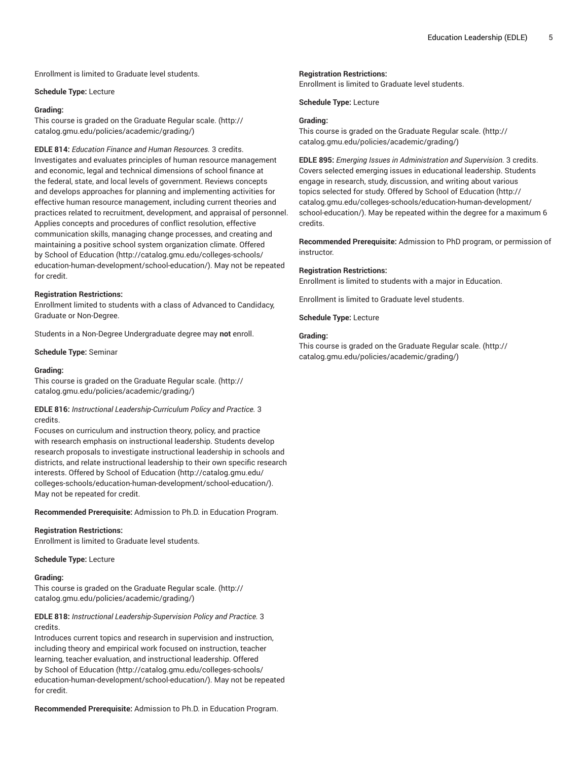Enrollment is limited to Graduate level students.

**Schedule Type:** Lecture

**Grading:**
This course is graded on the Graduate Regular scale. (http://catalog.gmu.edu/policies/academic/grading/)

**EDLE 814:** *Education Finance and Human Resources.* 3 credits.
Investigates and evaluates principles of human resource management and economic, legal and technical dimensions of school finance at the federal, state, and local levels of government. Reviews concepts and develops approaches for planning and implementing activities for effective human resource management, including current theories and practices related to recruitment, development, and appraisal of personnel. Applies concepts and procedures of conflict resolution, effective communication skills, managing change processes, and creating and maintaining a positive school system organization climate. Offered by School of Education (http://catalog.gmu.edu/colleges-schools/education-human-development/school-education/). May not be repeated for credit.

**Registration Restrictions:**
Enrollment limited to students with a class of Advanced to Candidacy, Graduate or Non-Degree.

Students in a Non-Degree Undergraduate degree may **not** enroll.

**Schedule Type:** Seminar

**Grading:**
This course is graded on the Graduate Regular scale. (http://catalog.gmu.edu/policies/academic/grading/)

**EDLE 816:** *Instructional Leadership-Curriculum Policy and Practice.* 3 credits.
Focuses on curriculum and instruction theory, policy, and practice with research emphasis on instructional leadership. Students develop research proposals to investigate instructional leadership in schools and districts, and relate instructional leadership to their own specific research interests. Offered by School of Education (http://catalog.gmu.edu/colleges-schools/education-human-development/school-education/). May not be repeated for credit.

**Recommended Prerequisite:** Admission to Ph.D. in Education Program.

**Registration Restrictions:**
Enrollment is limited to Graduate level students.

**Schedule Type:** Lecture

**Grading:**
This course is graded on the Graduate Regular scale. (http://catalog.gmu.edu/policies/academic/grading/)

**EDLE 818:** *Instructional Leadership-Supervision Policy and Practice.* 3 credits.
Introduces current topics and research in supervision and instruction, including theory and empirical work focused on instruction, teacher learning, teacher evaluation, and instructional leadership. Offered by School of Education (http://catalog.gmu.edu/colleges-schools/education-human-development/school-education/). May not be repeated for credit.

**Recommended Prerequisite:** Admission to Ph.D. in Education Program.

**Registration Restrictions:**
Enrollment is limited to Graduate level students.

**Schedule Type:** Lecture

**Grading:**
This course is graded on the Graduate Regular scale. (http://catalog.gmu.edu/policies/academic/grading/)

**EDLE 895:** *Emerging Issues in Administration and Supervision.* 3 credits.
Covers selected emerging issues in educational leadership. Students engage in research, study, discussion, and writing about various topics selected for study. Offered by School of Education (http://catalog.gmu.edu/colleges-schools/education-human-development/school-education/). May be repeated within the degree for a maximum 6 credits.

**Recommended Prerequisite:** Admission to PhD program, or permission of instructor.

**Registration Restrictions:**
Enrollment is limited to students with a major in Education.

Enrollment is limited to Graduate level students.

**Schedule Type:** Lecture

**Grading:**
This course is graded on the Graduate Regular scale. (http://catalog.gmu.edu/policies/academic/grading/)